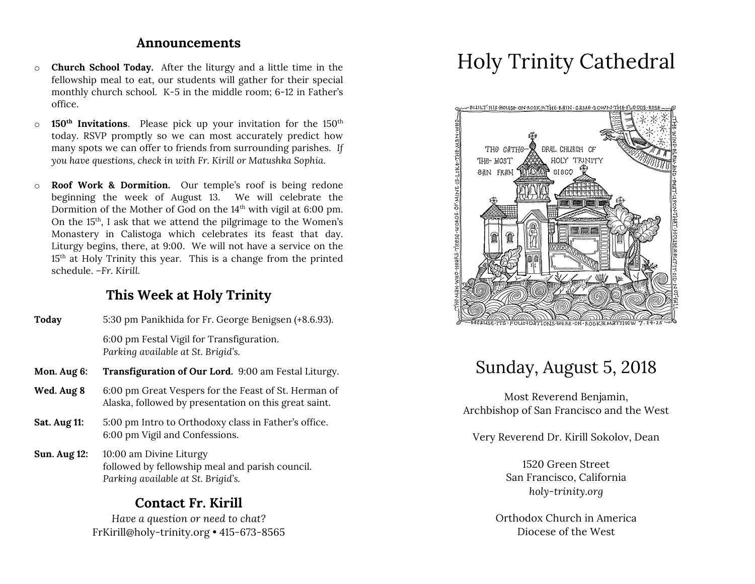## Announcements

- **Church School Today.** After the liturgy and a little time in the fellowship meal to eat, our students will gather for their special monthly church school. K-5 in the middle room; 6-12 in Father's office.
- **150th Invitations**. Please pick up your invitation for the 150th today. RSVP promptly so we can most accurately predict how many spots we can offer to friends from surrounding parishes. *If you have questions, check in with Fr. Kirill or Matushka Sophia.*
- **Roof Work & Dormition.** Our temple's roof is being redone beginning the week of August 13. We will celebrate the Dormition of the Mother of God on the 14th with vigil at 6:00 pm. On the 15th, I ask that we attend the pilgrimage to the Women's Monastery in Calistoga which celebrates its feast that day. Liturgy begins, there, at 9:00. We will not have a service on the 15th at Holy Trinity this year. This is a change from the printed schedule. –*Fr. Kirill.*

## This Week at Holy Trinity

| | |
|---|---|
| **Today** | 5:30 pm Panikhida for Fr. George Benigsen (+8.6.93). |
| | 6:00 pm Festal Vigil for Transfiguration. *Parking available at St. Brigid's.* |
| **Mon. Aug 6:** | **Transfiguration of Our Lord.** 9:00 am Festal Liturgy. |
| **Wed. Aug 8** | 6:00 pm Great Vespers for the Feast of St. Herman of Alaska, followed by presentation on this great saint. |
| **Sat. Aug 11:** | 5:00 pm Intro to Orthodoxy class in Father's office. 6:00 pm Vigil and Confessions. |
| **Sun. Aug 12:** | 10:00 am Divine Liturgy followed by fellowship meal and parish council. *Parking available at St. Brigid's.* |

## Contact Fr. Kirill

*Have a question or need to chat?*
FrKirill@holy-trinity.org • 415-673-8565

# Holy Trinity Cathedral

## Sunday, August 5, 2018

Most Reverend Benjamin,
Archbishop of San Francisco and the West

Very Reverend Dr. Kirill Sokolov, Dean

1520 Green Street
San Francisco, California
*holy-trinity.org*

Orthodox Church in America
Diocese of the West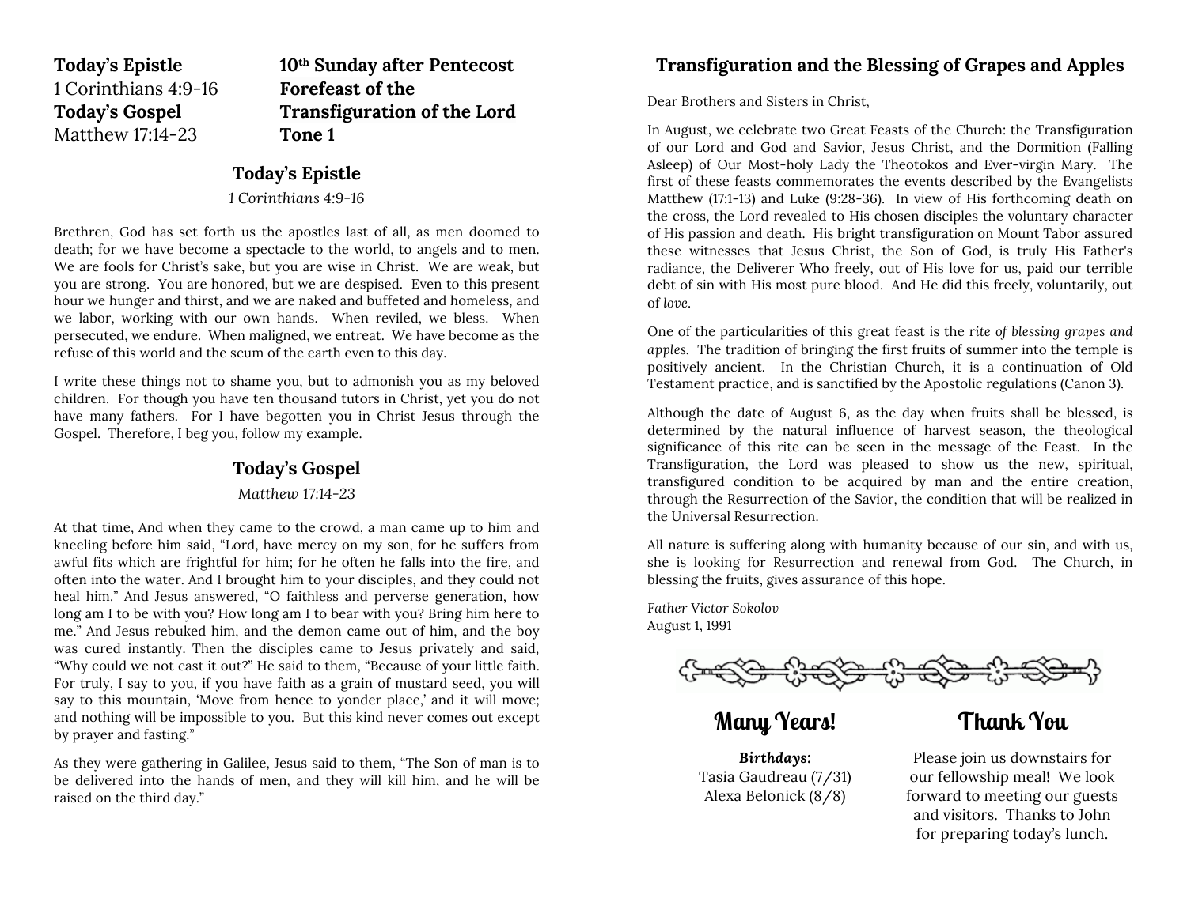**Today's Epistle**
1 Corinthians 4:9-16
**Today's Gospel**
Matthew 17:14-23

**10th Sunday after Pentecost**
**Forefeast of the Transfiguration of the Lord**
**Tone 1**

## Today's Epistle

*1 Corinthians 4:9-16*

Brethren, God has set forth us the apostles last of all, as men doomed to death; for we have become a spectacle to the world, to angels and to men. We are fools for Christ's sake, but you are wise in Christ. We are weak, but you are strong. You are honored, but we are despised. Even to this present hour we hunger and thirst, and we are naked and buffeted and homeless, and we labor, working with our own hands. When reviled, we bless. When persecuted, we endure. When maligned, we entreat. We have become as the refuse of this world and the scum of the earth even to this day.

I write these things not to shame you, but to admonish you as my beloved children. For though you have ten thousand tutors in Christ, yet you do not have many fathers. For I have begotten you in Christ Jesus through the Gospel. Therefore, I beg you, follow my example.

## Today's Gospel

*Matthew 17:14-23*

At that time, And when they came to the crowd, a man came up to him and kneeling before him said, "Lord, have mercy on my son, for he suffers from awful fits which are frightful for him; for he often he falls into the fire, and often into the water. And I brought him to your disciples, and they could not heal him." And Jesus answered, "O faithless and perverse generation, how long am I to be with you? How long am I to bear with you? Bring him here to me." And Jesus rebuked him, and the demon came out of him, and the boy was cured instantly. Then the disciples came to Jesus privately and said, "Why could we not cast it out?" He said to them, "Because of your little faith. For truly, I say to you, if you have faith as a grain of mustard seed, you will say to this mountain, 'Move from hence to yonder place,' and it will move; and nothing will be impossible to you. But this kind never comes out except by prayer and fasting."

As they were gathering in Galilee, Jesus said to them, "The Son of man is to be delivered into the hands of men, and they will kill him, and he will be raised on the third day."

## Transfiguration and the Blessing of Grapes and Apples

Dear Brothers and Sisters in Christ,

In August, we celebrate two Great Feasts of the Church: the Transfiguration of our Lord and God and Savior, Jesus Christ, and the Dormition (Falling Asleep) of Our Most-holy Lady the Theotokos and Ever-virgin Mary. The first of these feasts commemorates the events described by the Evangelists Matthew (17:1-13) and Luke (9:28-36). In view of His forthcoming death on the cross, the Lord revealed to His chosen disciples the voluntary character of His passion and death. His bright transfiguration on Mount Tabor assured these witnesses that Jesus Christ, the Son of God, is truly His Father's radiance, the Deliverer Who freely, out of His love for us, paid our terrible debt of sin with His most pure blood. And He did this freely, voluntarily, out of *love*.

One of the particularities of this great feast is the r*ite of blessing grapes and apples.* The tradition of bringing the first fruits of summer into the temple is positively ancient. In the Christian Church, it is a continuation of Old Testament practice, and is sanctified by the Apostolic regulations (Canon 3).

Although the date of August 6, as the day when fruits shall be blessed, is determined by the natural influence of harvest season, the theological significance of this rite can be seen in the message of the Feast. In the Transfiguration, the Lord was pleased to show us the new, spiritual, transfigured condition to be acquired by man and the entire creation, through the Resurrection of the Savior, the condition that will be realized in the Universal Resurrection.

All nature is suffering along with humanity because of our sin, and with us, she is looking for Resurrection and renewal from God. The Church, in blessing the fruits, gives assurance of this hope.

*Father Victor Sokolov*
August 1, 1991

## Many Years!

***Birthdays:***
Tasia Gaudreau (7/31)
Alexa Belonick (8/8)

## Thank You

Please join us downstairs for our fellowship meal! We look forward to meeting our guests and visitors. Thanks to John for preparing today's lunch.